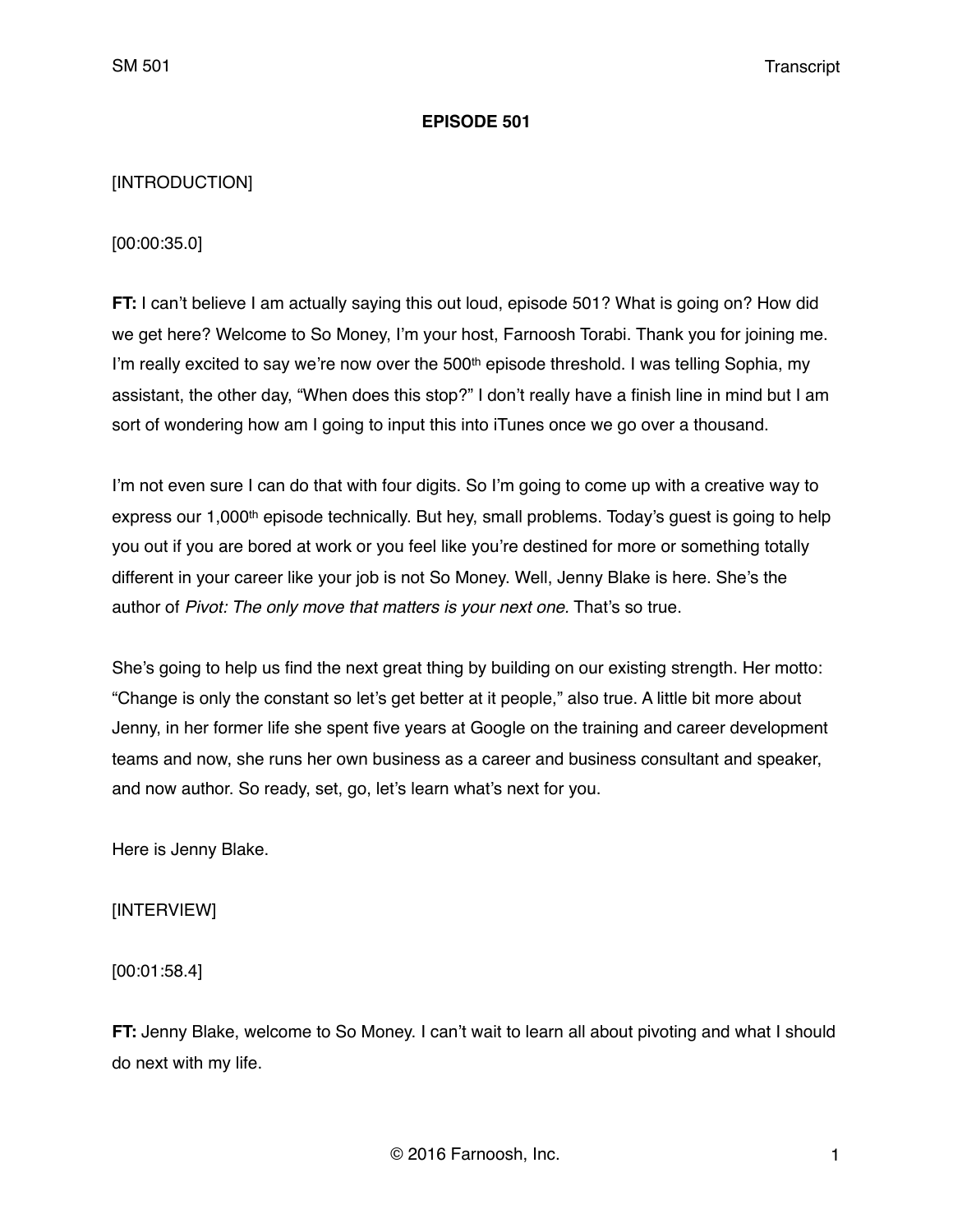**EPISODE 501**

[INTRODUCTION]

[00:00:35.0]

**FT:** I can't believe I am actually saying this out loud, episode 501? What is going on? How did we get here? Welcome to So Money, I'm your host, Farnoosh Torabi. Thank you for joining me. I'm really excited to say we're now over the 500th episode threshold. I was telling Sophia, my assistant, the other day, "When does this stop?" I don't really have a finish line in mind but I am sort of wondering how am I going to input this into iTunes once we go over a thousand.

I'm not even sure I can do that with four digits. So I'm going to come up with a creative way to express our 1,000th episode technically. But hey, small problems. Today's guest is going to help you out if you are bored at work or you feel like you're destined for more or something totally different in your career like your job is not So Money. Well, Jenny Blake is here. She's the author of *Pivot: The only move that matters is your next one.* That's so true.

She's going to help us find the next great thing by building on our existing strength. Her motto: "Change is only the constant so let's get better at it people," also true. A little bit more about Jenny, in her former life she spent five years at Google on the training and career development teams and now, she runs her own business as a career and business consultant and speaker, and now author. So ready, set, go, let's learn what's next for you.

Here is Jenny Blake.

[INTERVIEW]

[00:01:58.4]

**FT:** Jenny Blake, welcome to So Money. I can't wait to learn all about pivoting and what I should do next with my life.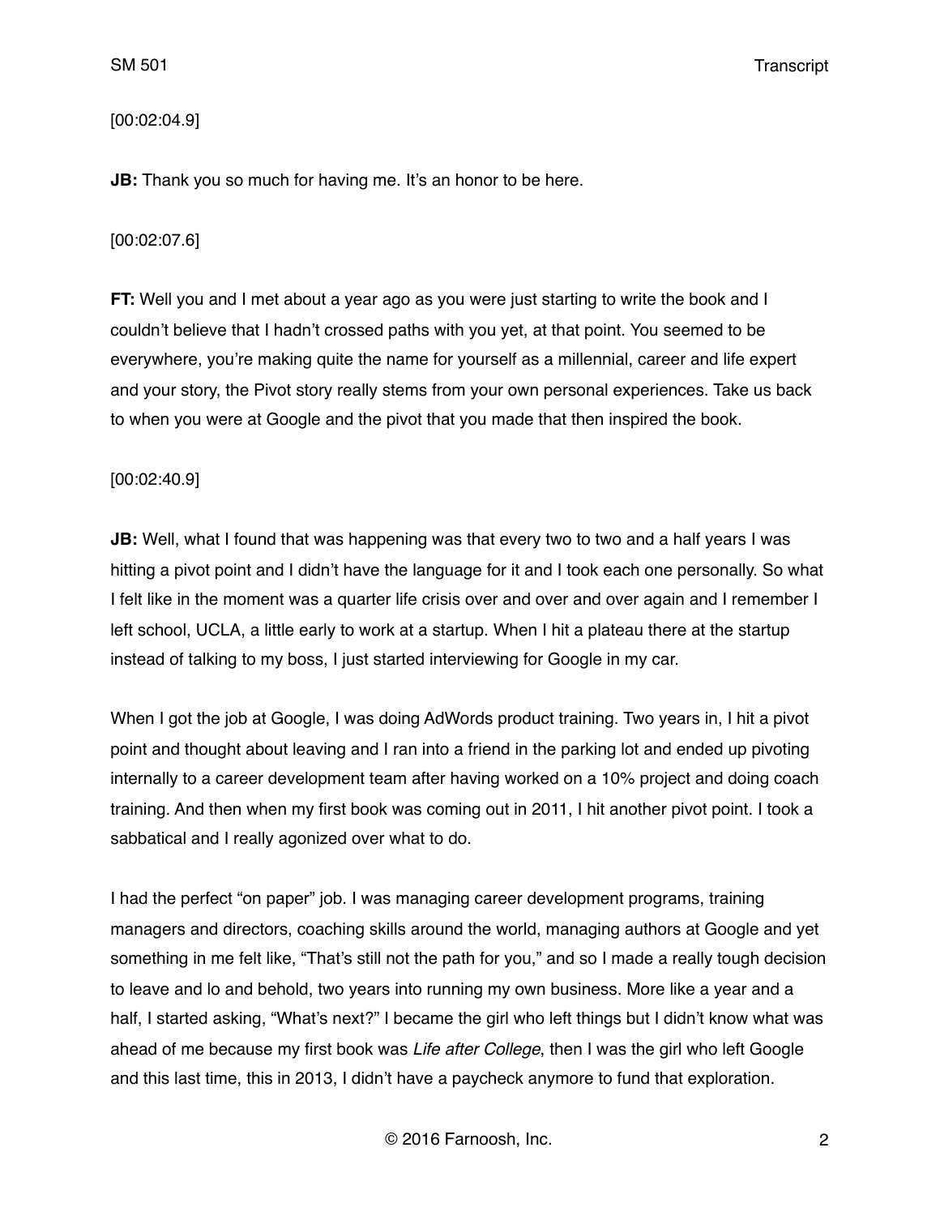[00:02:04.9]

**JB:** Thank you so much for having me. It's an honor to be here.

[00:02:07.6]

**FT:** Well you and I met about a year ago as you were just starting to write the book and I couldn't believe that I hadn't crossed paths with you yet, at that point. You seemed to be everywhere, you're making quite the name for yourself as a millennial, career and life expert and your story, the Pivot story really stems from your own personal experiences. Take us back to when you were at Google and the pivot that you made that then inspired the book.

[00:02:40.9]

**JB:** Well, what I found that was happening was that every two to two and a half years I was hitting a pivot point and I didn't have the language for it and I took each one personally. So what I felt like in the moment was a quarter life crisis over and over and over again and I remember I left school, UCLA, a little early to work at a startup. When I hit a plateau there at the startup instead of talking to my boss, I just started interviewing for Google in my car.

When I got the job at Google, I was doing AdWords product training. Two years in, I hit a pivot point and thought about leaving and I ran into a friend in the parking lot and ended up pivoting internally to a career development team after having worked on a 10% project and doing coach training. And then when my first book was coming out in 2011, I hit another pivot point. I took a sabbatical and I really agonized over what to do.

I had the perfect "on paper" job. I was managing career development programs, training managers and directors, coaching skills around the world, managing authors at Google and yet something in me felt like, "That's still not the path for you," and so I made a really tough decision to leave and lo and behold, two years into running my own business. More like a year and a half, I started asking, "What's next?" I became the girl who left things but I didn't know what was ahead of me because my first book was *Life after College*, then I was the girl who left Google and this last time, this in 2013, I didn't have a paycheck anymore to fund that exploration.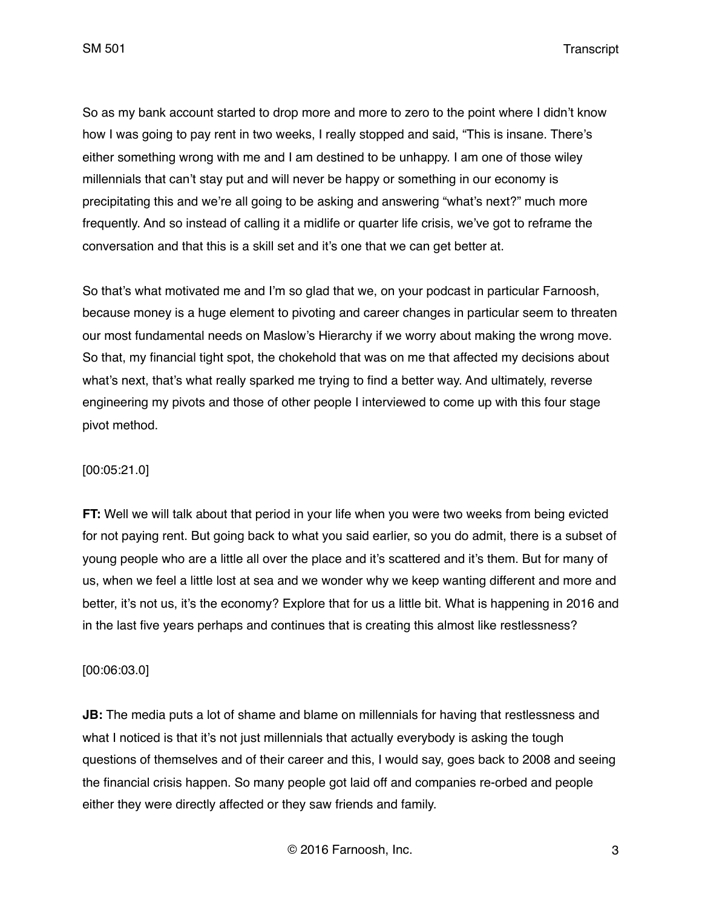So as my bank account started to drop more and more to zero to the point where I didn't know how I was going to pay rent in two weeks, I really stopped and said, "This is insane. There's either something wrong with me and I am destined to be unhappy. I am one of those wiley millennials that can't stay put and will never be happy or something in our economy is precipitating this and we're all going to be asking and answering "what's next?" much more frequently. And so instead of calling it a midlife or quarter life crisis, we've got to reframe the conversation and that this is a skill set and it's one that we can get better at.

So that's what motivated me and I'm so glad that we, on your podcast in particular Farnoosh, because money is a huge element to pivoting and career changes in particular seem to threaten our most fundamental needs on Maslow's Hierarchy if we worry about making the wrong move. So that, my financial tight spot, the chokehold that was on me that affected my decisions about what's next, that's what really sparked me trying to find a better way. And ultimately, reverse engineering my pivots and those of other people I interviewed to come up with this four stage pivot method.

[00:05:21.0]

**FT:** Well we will talk about that period in your life when you were two weeks from being evicted for not paying rent. But going back to what you said earlier, so you do admit, there is a subset of young people who are a little all over the place and it's scattered and it's them. But for many of us, when we feel a little lost at sea and we wonder why we keep wanting different and more and better, it's not us, it's the economy? Explore that for us a little bit. What is happening in 2016 and in the last five years perhaps and continues that is creating this almost like restlessness?

[00:06:03.0]

**JB:** The media puts a lot of shame and blame on millennials for having that restlessness and what I noticed is that it's not just millennials that actually everybody is asking the tough questions of themselves and of their career and this, I would say, goes back to 2008 and seeing the financial crisis happen. So many people got laid off and companies re-orbed and people either they were directly affected or they saw friends and family.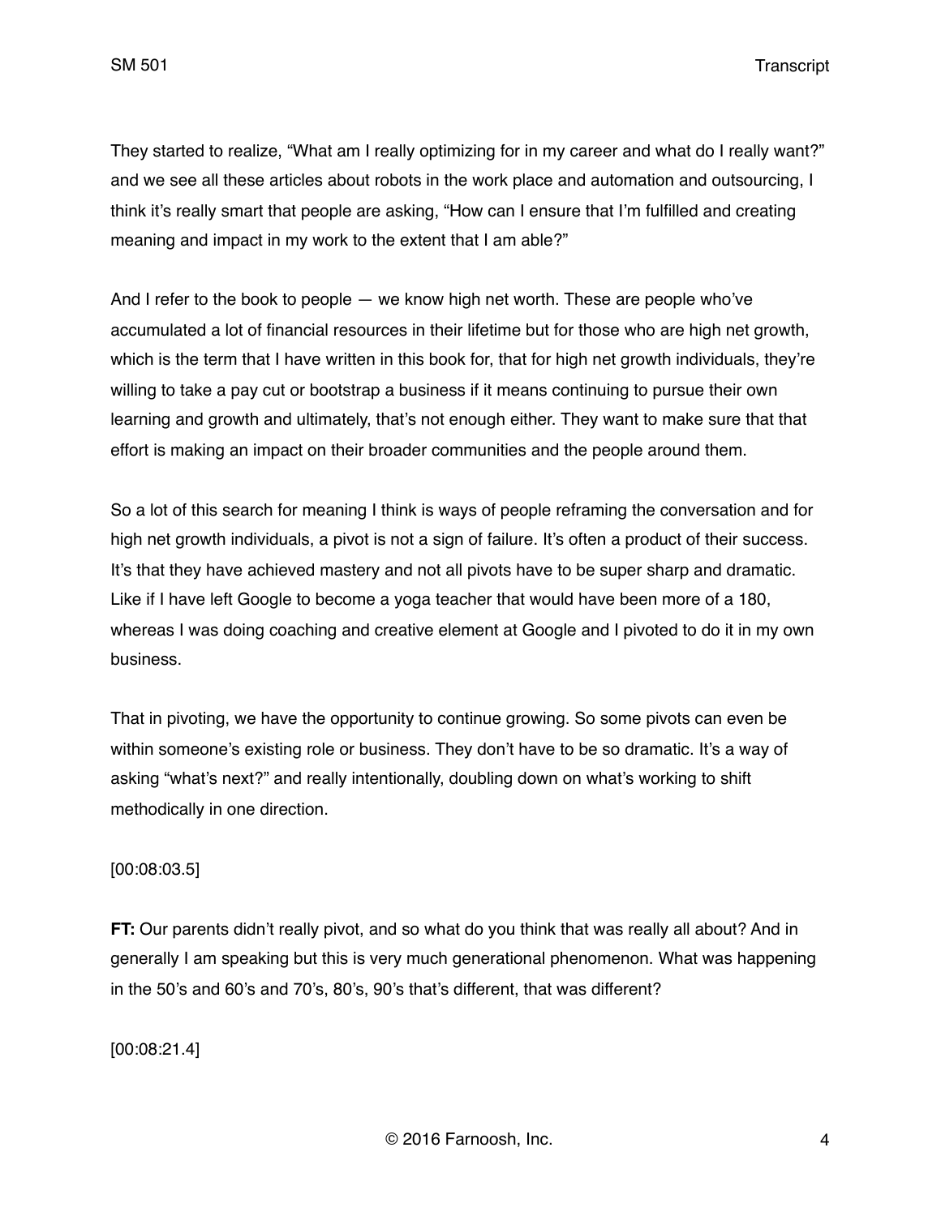They started to realize, “What am I really optimizing for in my career and what do I really want?” and we see all these articles about robots in the work place and automation and outsourcing, I think it’s really smart that people are asking, “How can I ensure that I’m fulfilled and creating meaning and impact in my work to the extent that I am able?”

And I refer to the book to people — we know high net worth. These are people who’ve accumulated a lot of financial resources in their lifetime but for those who are high net growth, which is the term that I have written in this book for, that for high net growth individuals, they’re willing to take a pay cut or bootstrap a business if it means continuing to pursue their own learning and growth and ultimately, that’s not enough either. They want to make sure that that effort is making an impact on their broader communities and the people around them.

So a lot of this search for meaning I think is ways of people reframing the conversation and for high net growth individuals, a pivot is not a sign of failure. It’s often a product of their success. It’s that they have achieved mastery and not all pivots have to be super sharp and dramatic. Like if I have left Google to become a yoga teacher that would have been more of a 180, whereas I was doing coaching and creative element at Google and I pivoted to do it in my own business.

That in pivoting, we have the opportunity to continue growing. So some pivots can even be within someone’s existing role or business. They don’t have to be so dramatic. It’s a way of asking “what’s next?” and really intentionally, doubling down on what’s working to shift methodically in one direction.

[00:08:03.5]

**FT:** Our parents didn’t really pivot, and so what do you think that was really all about? And in generally I am speaking but this is very much generational phenomenon. What was happening in the 50’s and 60’s and 70’s, 80’s, 90’s that’s different, that was different?

[00:08:21.4]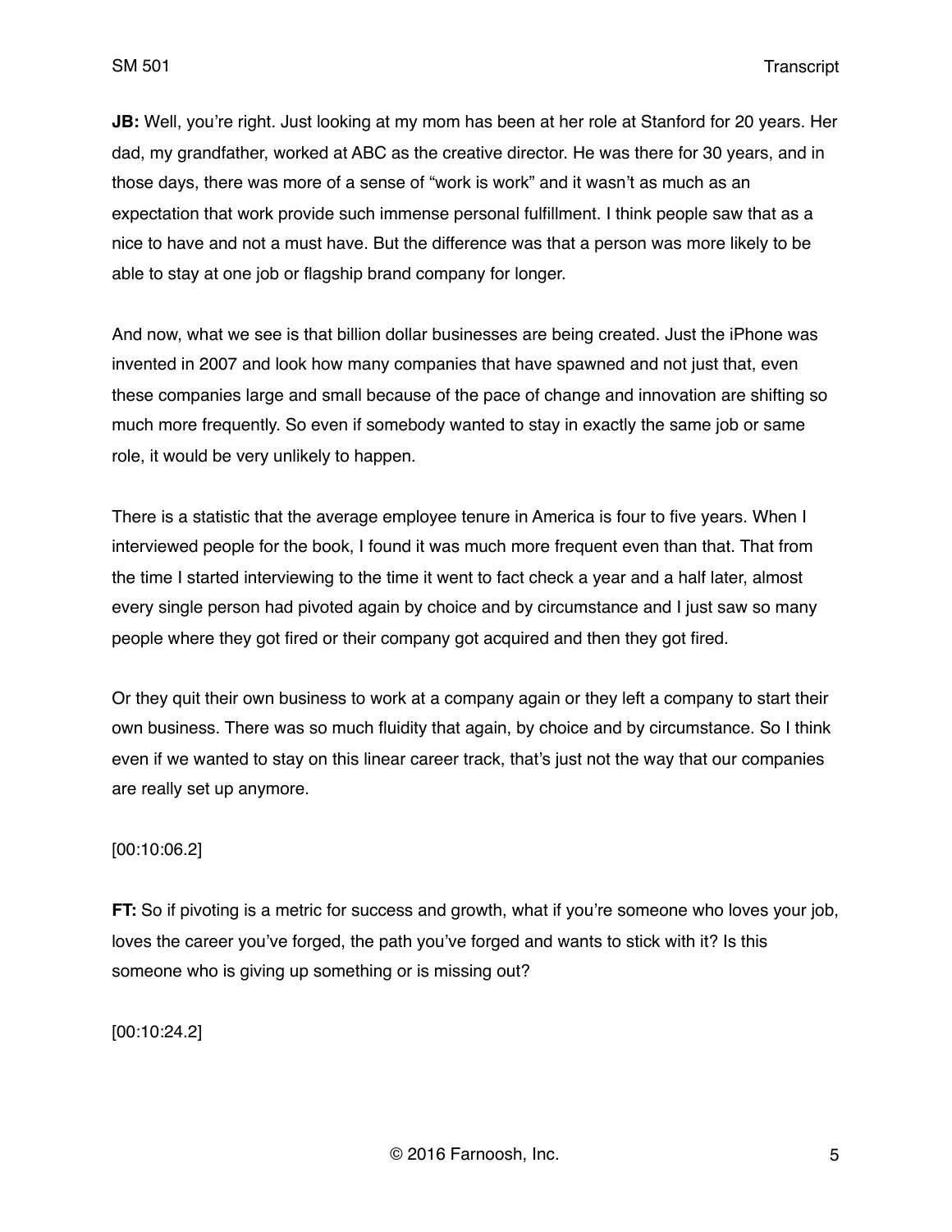**JB:** Well, you're right. Just looking at my mom has been at her role at Stanford for 20 years. Her dad, my grandfather, worked at ABC as the creative director. He was there for 30 years, and in those days, there was more of a sense of "work is work" and it wasn't as much as an expectation that work provide such immense personal fulfillment. I think people saw that as a nice to have and not a must have. But the difference was that a person was more likely to be able to stay at one job or flagship brand company for longer.

And now, what we see is that billion dollar businesses are being created. Just the iPhone was invented in 2007 and look how many companies that have spawned and not just that, even these companies large and small because of the pace of change and innovation are shifting so much more frequently. So even if somebody wanted to stay in exactly the same job or same role, it would be very unlikely to happen.

There is a statistic that the average employee tenure in America is four to five years. When I interviewed people for the book, I found it was much more frequent even than that. That from the time I started interviewing to the time it went to fact check a year and a half later, almost every single person had pivoted again by choice and by circumstance and I just saw so many people where they got fired or their company got acquired and then they got fired.

Or they quit their own business to work at a company again or they left a company to start their own business. There was so much fluidity that again, by choice and by circumstance. So I think even if we wanted to stay on this linear career track, that's just not the way that our companies are really set up anymore.

[00:10:06.2]

**FT:** So if pivoting is a metric for success and growth, what if you're someone who loves your job, loves the career you've forged, the path you've forged and wants to stick with it? Is this someone who is giving up something or is missing out?

[00:10:24.2]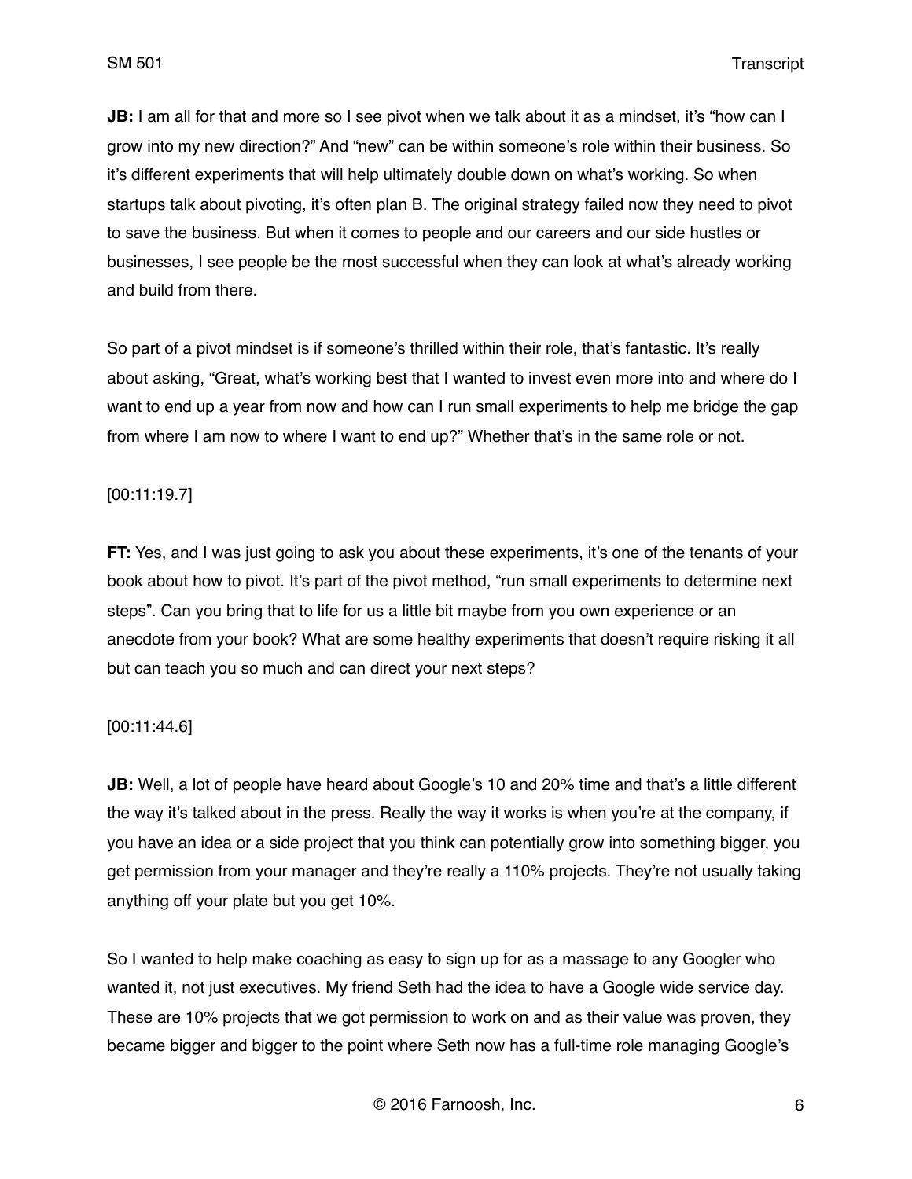**JB:** I am all for that and more so I see pivot when we talk about it as a mindset, it's "how can I grow into my new direction?" And "new" can be within someone's role within their business. So it's different experiments that will help ultimately double down on what's working. So when startups talk about pivoting, it's often plan B. The original strategy failed now they need to pivot to save the business. But when it comes to people and our careers and our side hustles or businesses, I see people be the most successful when they can look at what's already working and build from there.

So part of a pivot mindset is if someone's thrilled within their role, that's fantastic. It's really about asking, "Great, what's working best that I wanted to invest even more into and where do I want to end up a year from now and how can I run small experiments to help me bridge the gap from where I am now to where I want to end up?" Whether that's in the same role or not.

[00:11:19.7]

**FT:** Yes, and I was just going to ask you about these experiments, it's one of the tenants of your book about how to pivot. It's part of the pivot method, "run small experiments to determine next steps". Can you bring that to life for us a little bit maybe from you own experience or an anecdote from your book? What are some healthy experiments that doesn't require risking it all but can teach you so much and can direct your next steps?

[00:11:44.6]

**JB:** Well, a lot of people have heard about Google's 10 and 20% time and that's a little different the way it's talked about in the press. Really the way it works is when you're at the company, if you have an idea or a side project that you think can potentially grow into something bigger, you get permission from your manager and they're really a 110% projects. They're not usually taking anything off your plate but you get 10%.

So I wanted to help make coaching as easy to sign up for as a massage to any Googler who wanted it, not just executives. My friend Seth had the idea to have a Google wide service day. These are 10% projects that we got permission to work on and as their value was proven, they became bigger and bigger to the point where Seth now has a full-time role managing Google's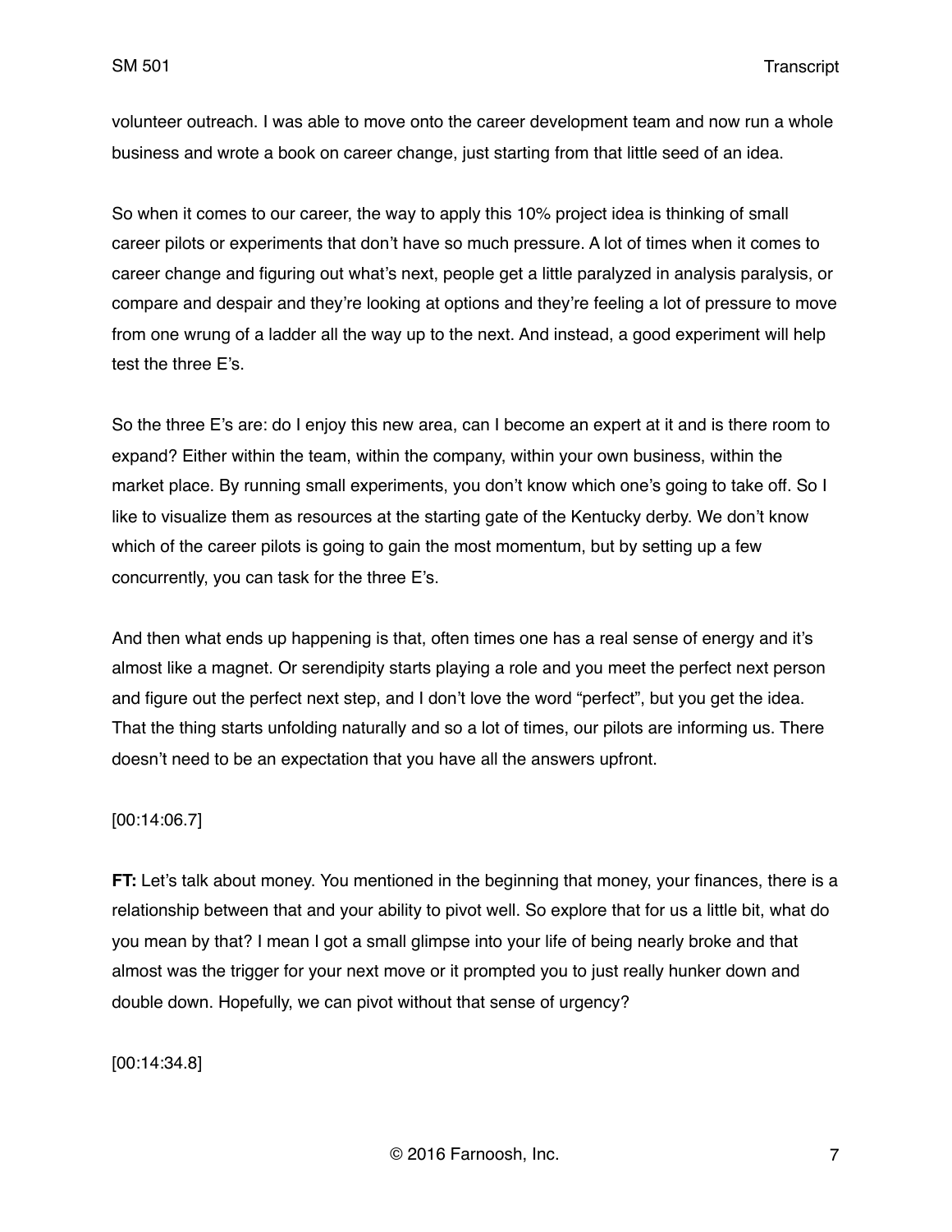volunteer outreach. I was able to move onto the career development team and now run a whole business and wrote a book on career change, just starting from that little seed of an idea.

So when it comes to our career, the way to apply this 10% project idea is thinking of small career pilots or experiments that don't have so much pressure. A lot of times when it comes to career change and figuring out what's next, people get a little paralyzed in analysis paralysis, or compare and despair and they're looking at options and they're feeling a lot of pressure to move from one wrung of a ladder all the way up to the next. And instead, a good experiment will help test the three E's.

So the three E's are: do I enjoy this new area, can I become an expert at it and is there room to expand? Either within the team, within the company, within your own business, within the market place. By running small experiments, you don't know which one's going to take off. So I like to visualize them as resources at the starting gate of the Kentucky derby. We don't know which of the career pilots is going to gain the most momentum, but by setting up a few concurrently, you can task for the three E's.

And then what ends up happening is that, often times one has a real sense of energy and it's almost like a magnet. Or serendipity starts playing a role and you meet the perfect next person and figure out the perfect next step, and I don't love the word "perfect", but you get the idea. That the thing starts unfolding naturally and so a lot of times, our pilots are informing us. There doesn't need to be an expectation that you have all the answers upfront.

[00:14:06.7]

**FT:** Let's talk about money. You mentioned in the beginning that money, your finances, there is a relationship between that and your ability to pivot well. So explore that for us a little bit, what do you mean by that? I mean I got a small glimpse into your life of being nearly broke and that almost was the trigger for your next move or it prompted you to just really hunker down and double down. Hopefully, we can pivot without that sense of urgency?

[00:14:34.8]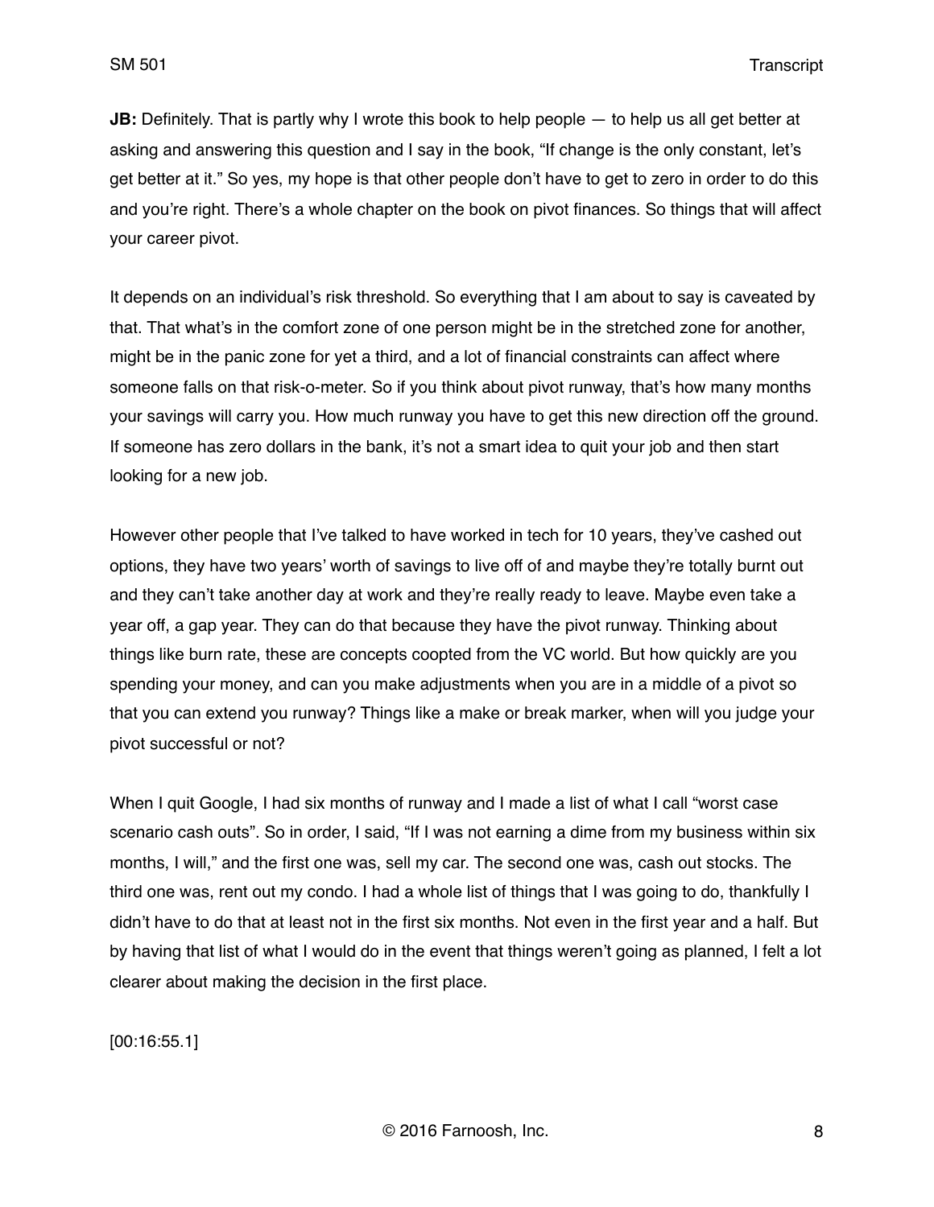**JB:** Definitely. That is partly why I wrote this book to help people — to help us all get better at asking and answering this question and I say in the book, "If change is the only constant, let's get better at it." So yes, my hope is that other people don't have to get to zero in order to do this and you're right. There's a whole chapter on the book on pivot finances. So things that will affect your career pivot.

It depends on an individual's risk threshold. So everything that I am about to say is caveated by that. That what's in the comfort zone of one person might be in the stretched zone for another, might be in the panic zone for yet a third, and a lot of financial constraints can affect where someone falls on that risk-o-meter. So if you think about pivot runway, that's how many months your savings will carry you. How much runway you have to get this new direction off the ground. If someone has zero dollars in the bank, it's not a smart idea to quit your job and then start looking for a new job.

However other people that I've talked to have worked in tech for 10 years, they've cashed out options, they have two years' worth of savings to live off of and maybe they're totally burnt out and they can't take another day at work and they're really ready to leave. Maybe even take a year off, a gap year. They can do that because they have the pivot runway. Thinking about things like burn rate, these are concepts coopted from the VC world. But how quickly are you spending your money, and can you make adjustments when you are in a middle of a pivot so that you can extend you runway? Things like a make or break marker, when will you judge your pivot successful or not?

When I quit Google, I had six months of runway and I made a list of what I call "worst case scenario cash outs". So in order, I said, "If I was not earning a dime from my business within six months, I will," and the first one was, sell my car. The second one was, cash out stocks. The third one was, rent out my condo. I had a whole list of things that I was going to do, thankfully I didn't have to do that at least not in the first six months. Not even in the first year and a half. But by having that list of what I would do in the event that things weren't going as planned, I felt a lot clearer about making the decision in the first place.

[00:16:55.1]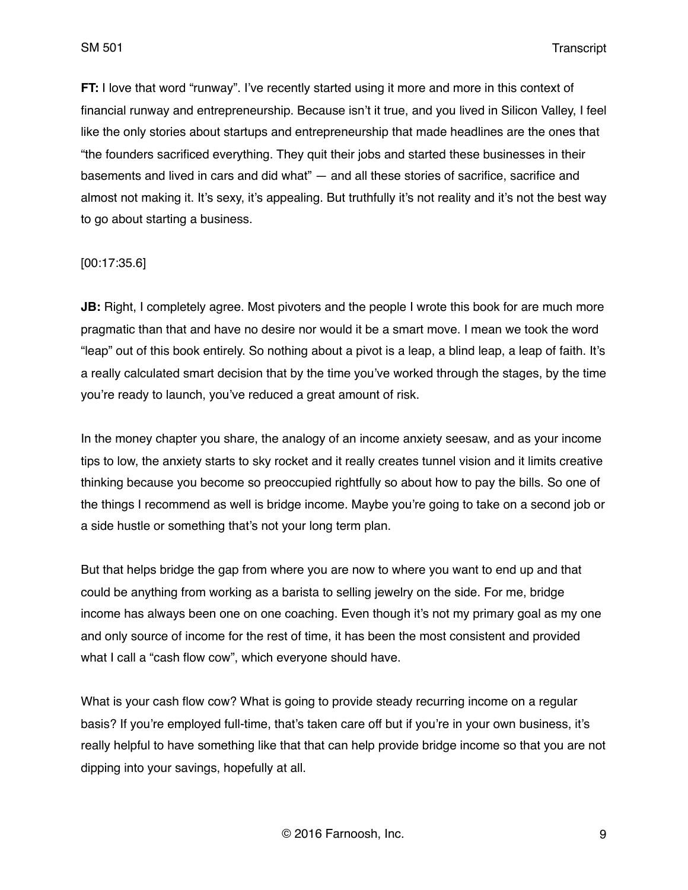**FT:** I love that word “runway”. I’ve recently started using it more and more in this context of financial runway and entrepreneurship. Because isn’t it true, and you lived in Silicon Valley, I feel like the only stories about startups and entrepreneurship that made headlines are the ones that “the founders sacrificed everything. They quit their jobs and started these businesses in their basements and lived in cars and did what” — and all these stories of sacrifice, sacrifice and almost not making it. It’s sexy, it’s appealing. But truthfully it’s not reality and it’s not the best way to go about starting a business.

[00:17:35.6]

**JB:** Right, I completely agree. Most pivoters and the people I wrote this book for are much more pragmatic than that and have no desire nor would it be a smart move. I mean we took the word “leap” out of this book entirely. So nothing about a pivot is a leap, a blind leap, a leap of faith. It’s a really calculated smart decision that by the time you’ve worked through the stages, by the time you’re ready to launch, you’ve reduced a great amount of risk.

In the money chapter you share, the analogy of an income anxiety seesaw, and as your income tips to low, the anxiety starts to sky rocket and it really creates tunnel vision and it limits creative thinking because you become so preoccupied rightfully so about how to pay the bills. So one of the things I recommend as well is bridge income. Maybe you’re going to take on a second job or a side hustle or something that’s not your long term plan.

But that helps bridge the gap from where you are now to where you want to end up and that could be anything from working as a barista to selling jewelry on the side. For me, bridge income has always been one on one coaching. Even though it’s not my primary goal as my one and only source of income for the rest of time, it has been the most consistent and provided what I call a “cash flow cow”, which everyone should have.

What is your cash flow cow? What is going to provide steady recurring income on a regular basis? If you’re employed full-time, that’s taken care off but if you’re in your own business, it’s really helpful to have something like that that can help provide bridge income so that you are not dipping into your savings, hopefully at all.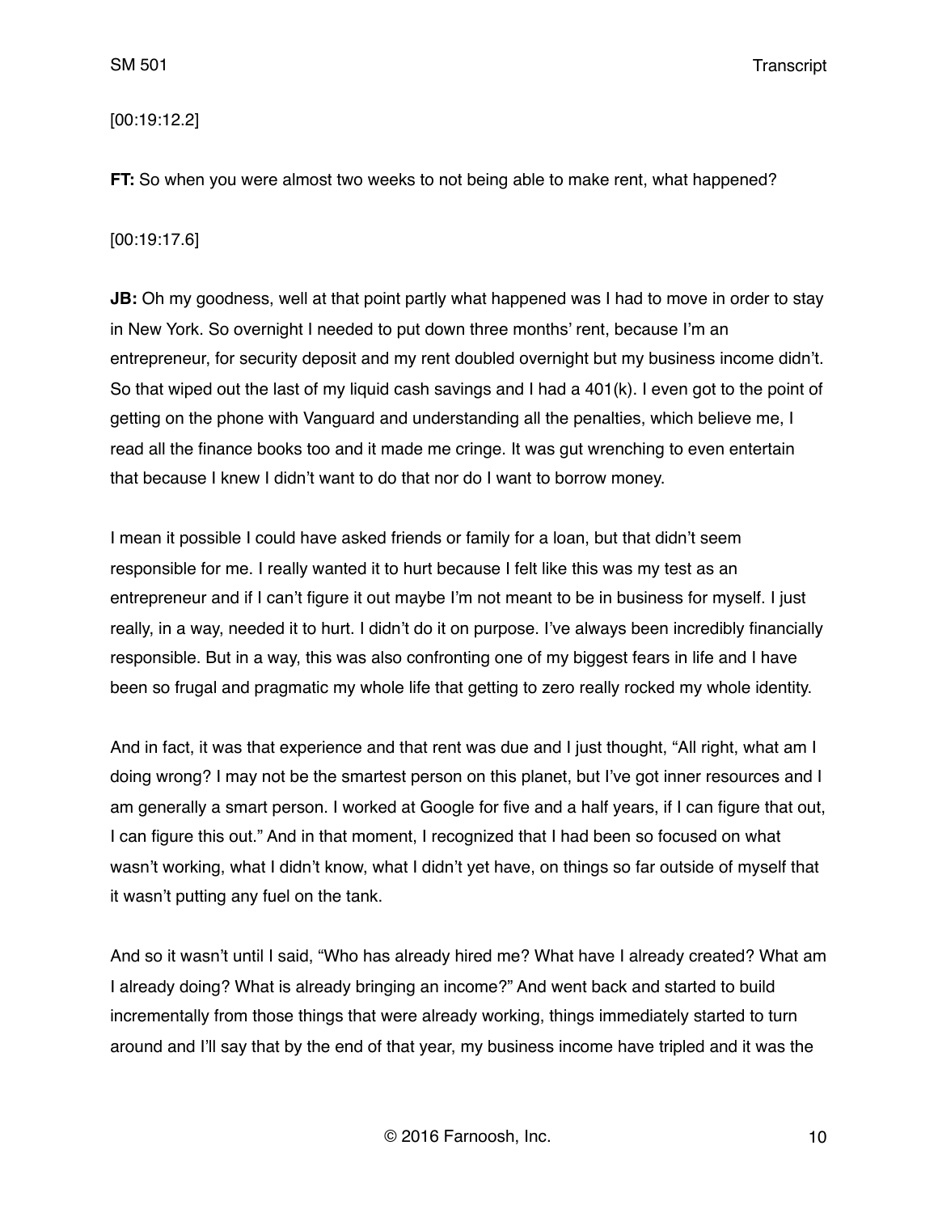[00:19:12.2]

**FT:** So when you were almost two weeks to not being able to make rent, what happened?

[00:19:17.6]

**JB:** Oh my goodness, well at that point partly what happened was I had to move in order to stay in New York. So overnight I needed to put down three months' rent, because I'm an entrepreneur, for security deposit and my rent doubled overnight but my business income didn't. So that wiped out the last of my liquid cash savings and I had a 401(k). I even got to the point of getting on the phone with Vanguard and understanding all the penalties, which believe me, I read all the finance books too and it made me cringe. It was gut wrenching to even entertain that because I knew I didn't want to do that nor do I want to borrow money.

I mean it possible I could have asked friends or family for a loan, but that didn't seem responsible for me. I really wanted it to hurt because I felt like this was my test as an entrepreneur and if I can't figure it out maybe I'm not meant to be in business for myself. I just really, in a way, needed it to hurt. I didn't do it on purpose. I've always been incredibly financially responsible. But in a way, this was also confronting one of my biggest fears in life and I have been so frugal and pragmatic my whole life that getting to zero really rocked my whole identity.

And in fact, it was that experience and that rent was due and I just thought, "All right, what am I doing wrong? I may not be the smartest person on this planet, but I've got inner resources and I am generally a smart person. I worked at Google for five and a half years, if I can figure that out, I can figure this out." And in that moment, I recognized that I had been so focused on what wasn't working, what I didn't know, what I didn't yet have, on things so far outside of myself that it wasn't putting any fuel on the tank.

And so it wasn't until I said, "Who has already hired me? What have I already created? What am I already doing? What is already bringing an income?" And went back and started to build incrementally from those things that were already working, things immediately started to turn around and I'll say that by the end of that year, my business income have tripled and it was the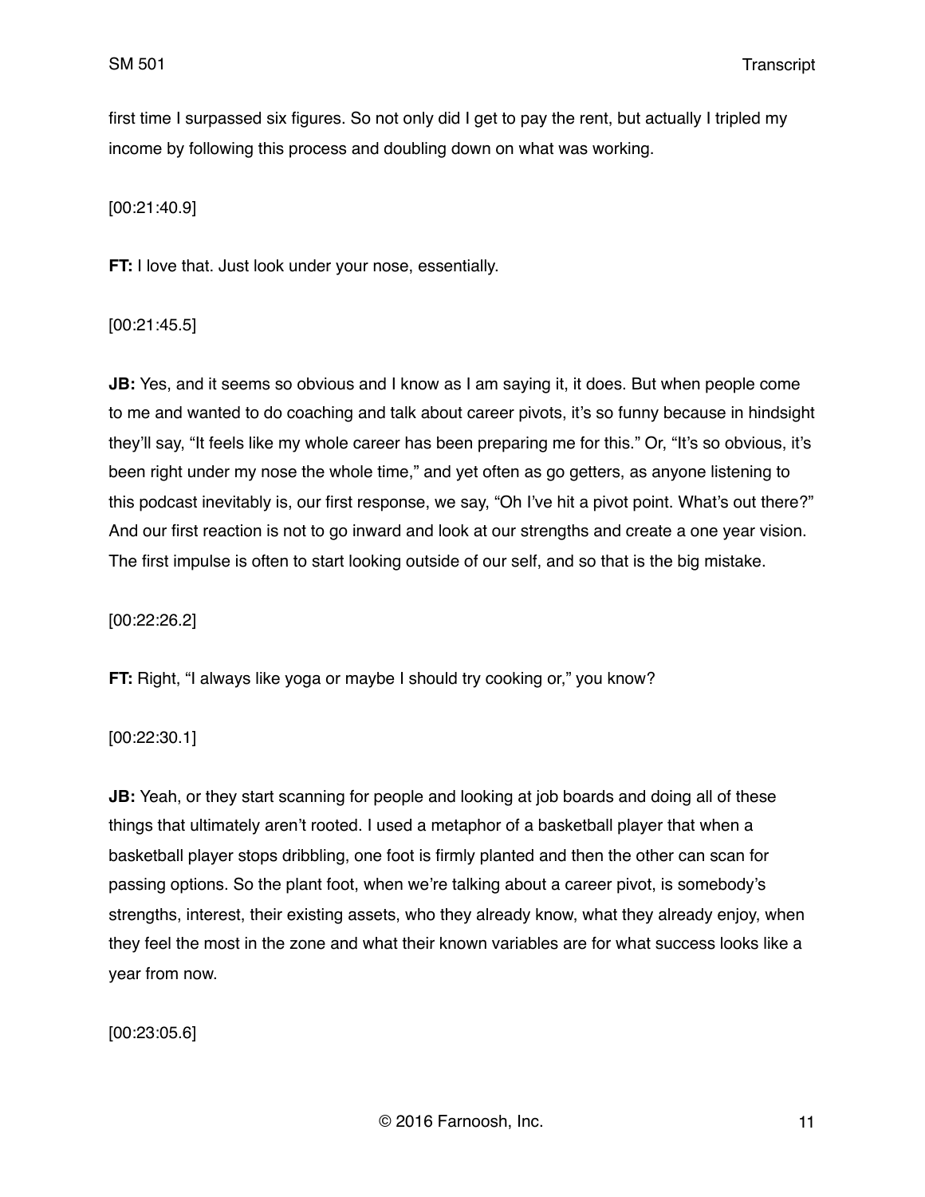first time I surpassed six figures. So not only did I get to pay the rent, but actually I tripled my income by following this process and doubling down on what was working.

[00:21:40.9]

**FT:** I love that. Just look under your nose, essentially.

[00:21:45.5]

**JB:** Yes, and it seems so obvious and I know as I am saying it, it does. But when people come to me and wanted to do coaching and talk about career pivots, it's so funny because in hindsight they'll say, "It feels like my whole career has been preparing me for this." Or, "It's so obvious, it's been right under my nose the whole time," and yet often as go getters, as anyone listening to this podcast inevitably is, our first response, we say, "Oh I've hit a pivot point. What's out there?" And our first reaction is not to go inward and look at our strengths and create a one year vision. The first impulse is often to start looking outside of our self, and so that is the big mistake.

[00:22:26.2]

**FT:** Right, "I always like yoga or maybe I should try cooking or," you know?

[00:22:30.1]

**JB:** Yeah, or they start scanning for people and looking at job boards and doing all of these things that ultimately aren't rooted. I used a metaphor of a basketball player that when a basketball player stops dribbling, one foot is firmly planted and then the other can scan for passing options. So the plant foot, when we're talking about a career pivot, is somebody's strengths, interest, their existing assets, who they already know, what they already enjoy, when they feel the most in the zone and what their known variables are for what success looks like a year from now.

[00:23:05.6]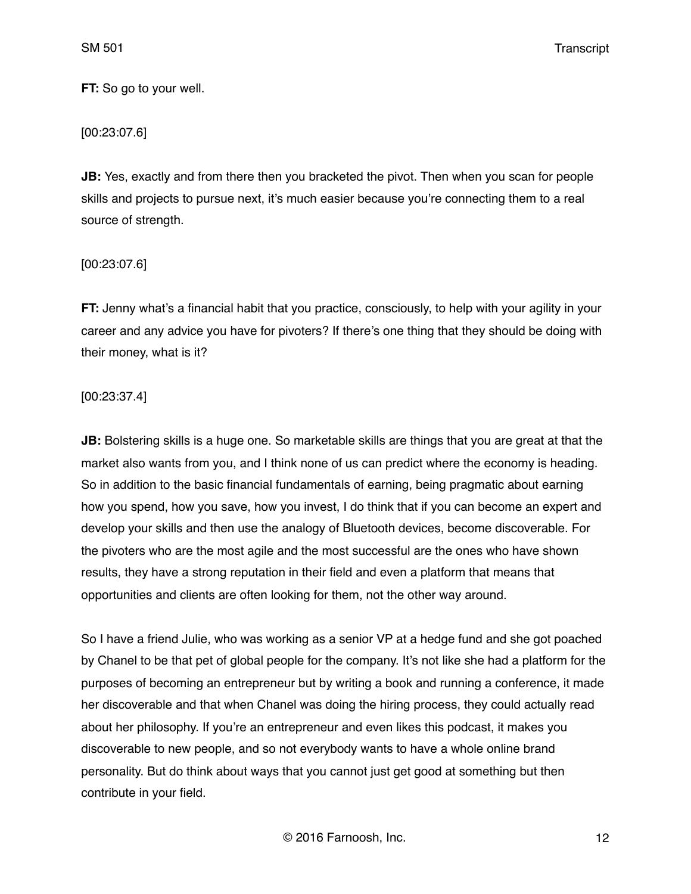**FT:** So go to your well.

[00:23:07.6]

**JB:** Yes, exactly and from there then you bracketed the pivot. Then when you scan for people skills and projects to pursue next, it's much easier because you're connecting them to a real source of strength.

[00:23:07.6]

**FT:** Jenny what's a financial habit that you practice, consciously, to help with your agility in your career and any advice you have for pivoters? If there's one thing that they should be doing with their money, what is it?

[00:23:37.4]

**JB:** Bolstering skills is a huge one. So marketable skills are things that you are great at that the market also wants from you, and I think none of us can predict where the economy is heading. So in addition to the basic financial fundamentals of earning, being pragmatic about earning how you spend, how you save, how you invest, I do think that if you can become an expert and develop your skills and then use the analogy of Bluetooth devices, become discoverable. For the pivoters who are the most agile and the most successful are the ones who have shown results, they have a strong reputation in their field and even a platform that means that opportunities and clients are often looking for them, not the other way around.

So I have a friend Julie, who was working as a senior VP at a hedge fund and she got poached by Chanel to be that pet of global people for the company. It's not like she had a platform for the purposes of becoming an entrepreneur but by writing a book and running a conference, it made her discoverable and that when Chanel was doing the hiring process, they could actually read about her philosophy. If you're an entrepreneur and even likes this podcast, it makes you discoverable to new people, and so not everybody wants to have a whole online brand personality. But do think about ways that you cannot just get good at something but then contribute in your field.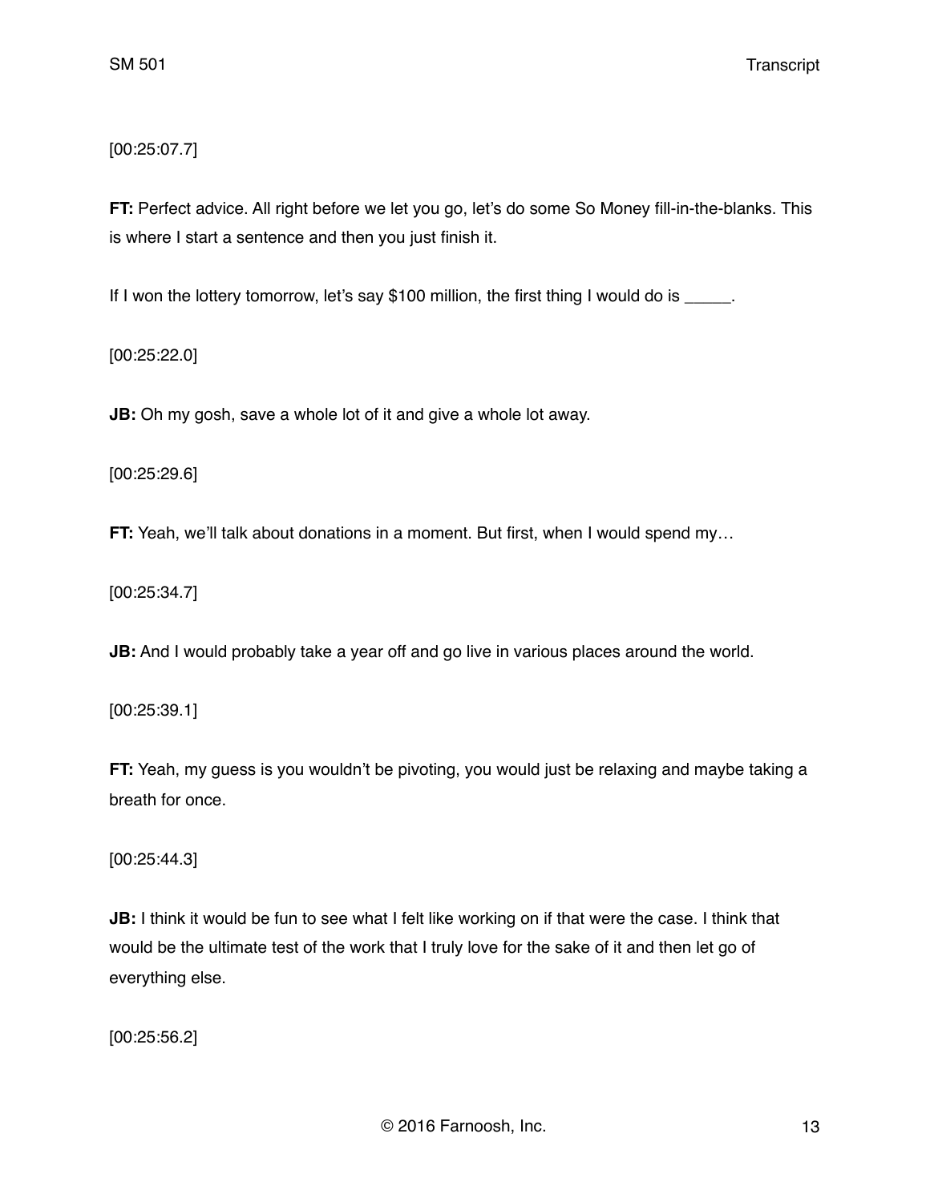[00:25:07.7]

**FT:** Perfect advice. All right before we let you go, let's do some So Money fill-in-the-blanks. This is where I start a sentence and then you just finish it.

If I won the lottery tomorrow, let's say $100 million, the first thing I would do is _____.

[00:25:22.0]

**JB:** Oh my gosh, save a whole lot of it and give a whole lot away.

[00:25:29.6]

**FT:** Yeah, we'll talk about donations in a moment. But first, when I would spend my…

[00:25:34.7]

**JB:** And I would probably take a year off and go live in various places around the world.

[00:25:39.1]

**FT:** Yeah, my guess is you wouldn't be pivoting, you would just be relaxing and maybe taking a breath for once.

[00:25:44.3]

**JB:** I think it would be fun to see what I felt like working on if that were the case. I think that would be the ultimate test of the work that I truly love for the sake of it and then let go of everything else.

[00:25:56.2]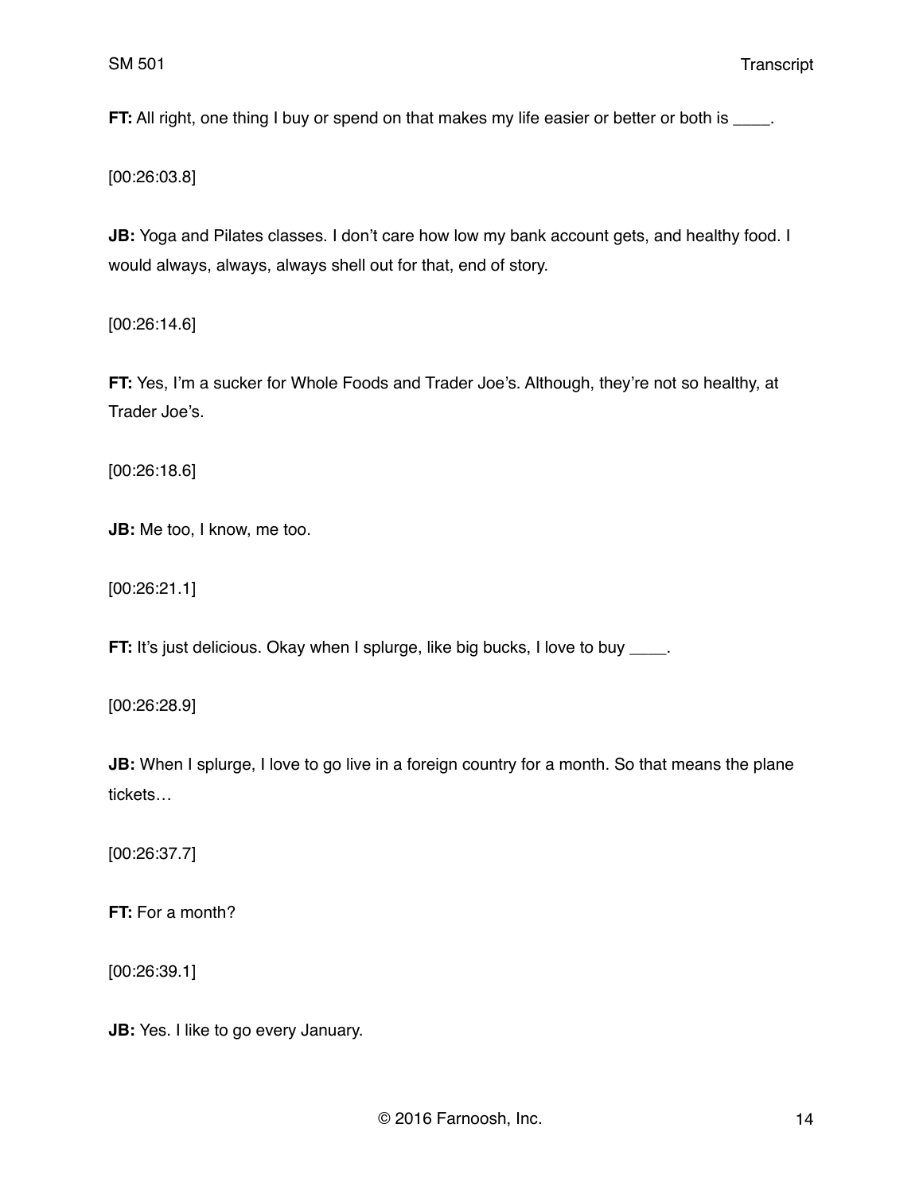**FT:** All right, one thing I buy or spend on that makes my life easier or better or both is ____.

[00:26:03.8]

**JB:** Yoga and Pilates classes. I don't care how low my bank account gets, and healthy food. I would always, always, always shell out for that, end of story.

[00:26:14.6]

**FT:** Yes, I'm a sucker for Whole Foods and Trader Joe's. Although, they're not so healthy, at Trader Joe's.

[00:26:18.6]

**JB:** Me too, I know, me too.

[00:26:21.1]

**FT:** It's just delicious. Okay when I splurge, like big bucks, I love to buy ____.

[00:26:28.9]

**JB:** When I splurge, I love to go live in a foreign country for a month. So that means the plane tickets…

[00:26:37.7]

**FT:** For a month?

[00:26:39.1]

**JB:** Yes. I like to go every January.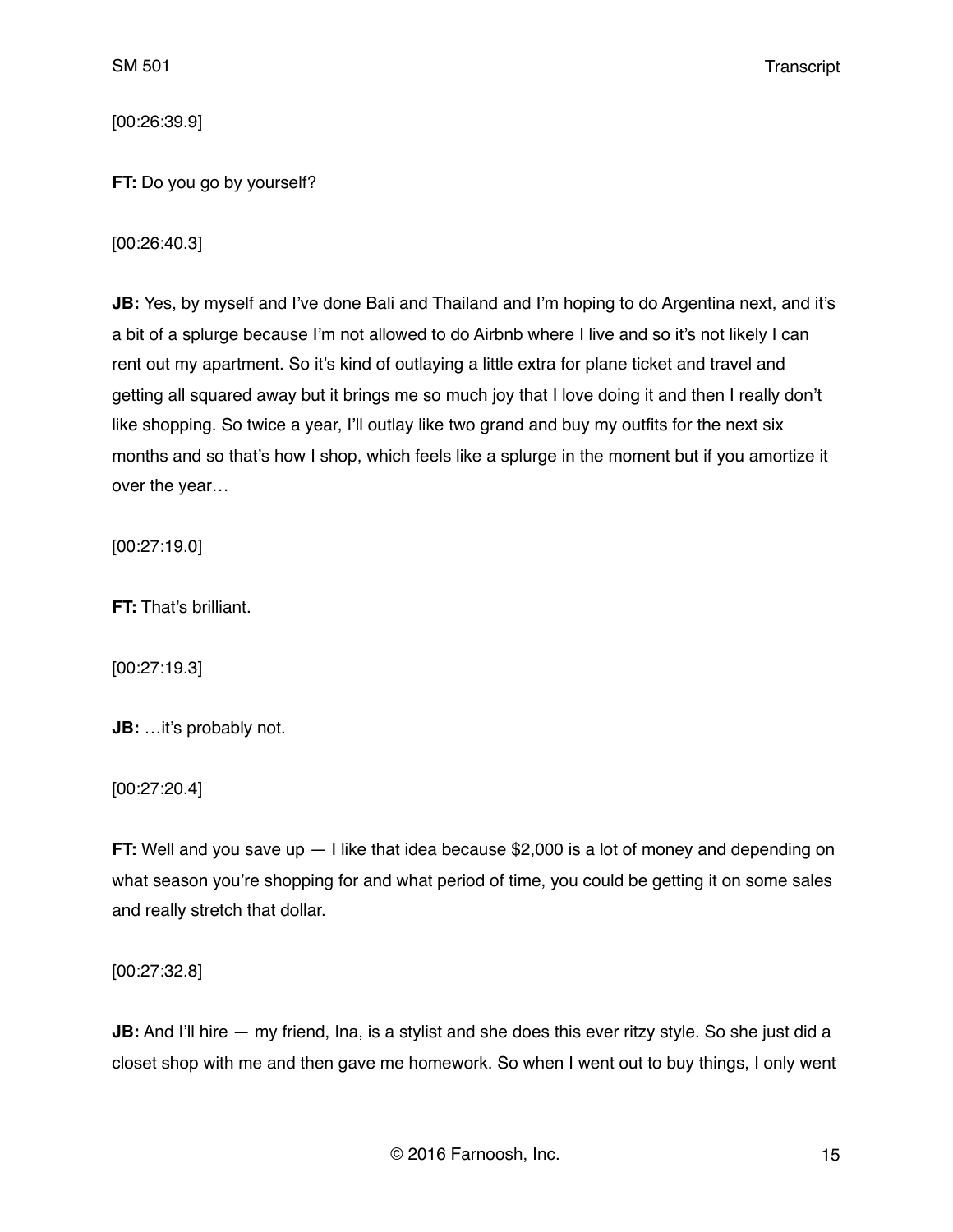[00:26:39.9]

**FT:** Do you go by yourself?

[00:26:40.3]

**JB:** Yes, by myself and I've done Bali and Thailand and I'm hoping to do Argentina next, and it's a bit of a splurge because I'm not allowed to do Airbnb where I live and so it's not likely I can rent out my apartment. So it's kind of outlaying a little extra for plane ticket and travel and getting all squared away but it brings me so much joy that I love doing it and then I really don't like shopping. So twice a year, I'll outlay like two grand and buy my outfits for the next six months and so that's how I shop, which feels like a splurge in the moment but if you amortize it over the year…

[00:27:19.0]

**FT:** That's brilliant.

[00:27:19.3]

**JB:** …it's probably not.

[00:27:20.4]

**FT:** Well and you save up — I like that idea because $2,000 is a lot of money and depending on what season you're shopping for and what period of time, you could be getting it on some sales and really stretch that dollar.

[00:27:32.8]

**JB:** And I'll hire — my friend, Ina, is a stylist and she does this ever ritzy style. So she just did a closet shop with me and then gave me homework. So when I went out to buy things, I only went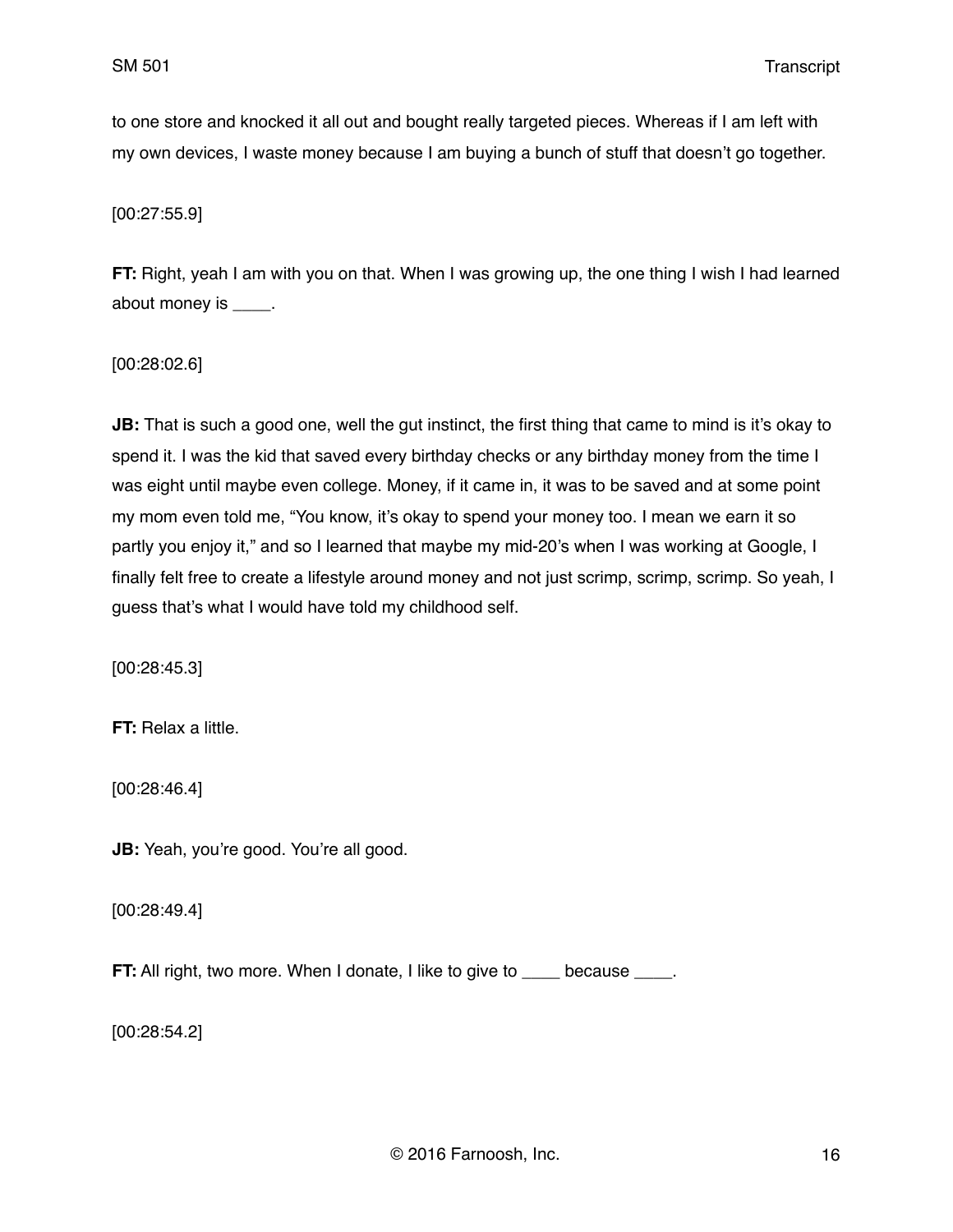to one store and knocked it all out and bought really targeted pieces. Whereas if I am left with my own devices, I waste money because I am buying a bunch of stuff that doesn't go together.

[00:27:55.9]

**FT:** Right, yeah I am with you on that. When I was growing up, the one thing I wish I had learned about money is ____.

[00:28:02.6]

**JB:** That is such a good one, well the gut instinct, the first thing that came to mind is it's okay to spend it. I was the kid that saved every birthday checks or any birthday money from the time I was eight until maybe even college. Money, if it came in, it was to be saved and at some point my mom even told me, "You know, it's okay to spend your money too. I mean we earn it so partly you enjoy it," and so I learned that maybe my mid-20's when I was working at Google, I finally felt free to create a lifestyle around money and not just scrimp, scrimp, scrimp. So yeah, I guess that's what I would have told my childhood self.

[00:28:45.3]

**FT:** Relax a little.

[00:28:46.4]

**JB:** Yeah, you're good. You're all good.

[00:28:49.4]

**FT:** All right, two more. When I donate, I like to give to ____ because ____.

[00:28:54.2]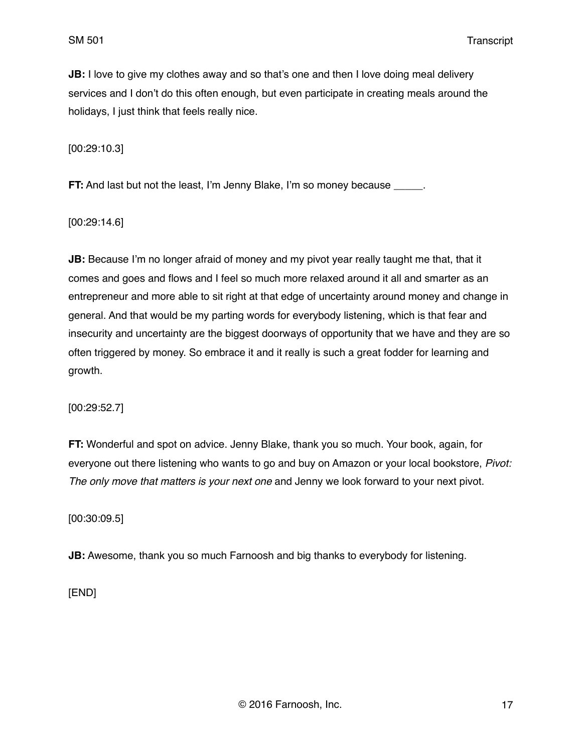**JB:** I love to give my clothes away and so that's one and then I love doing meal delivery services and I don't do this often enough, but even participate in creating meals around the holidays, I just think that feels really nice.

[00:29:10.3]

**FT:** And last but not the least, I'm Jenny Blake, I'm so money because _____.

[00:29:14.6]

**JB:** Because I'm no longer afraid of money and my pivot year really taught me that, that it comes and goes and flows and I feel so much more relaxed around it all and smarter as an entrepreneur and more able to sit right at that edge of uncertainty around money and change in general. And that would be my parting words for everybody listening, which is that fear and insecurity and uncertainty are the biggest doorways of opportunity that we have and they are so often triggered by money. So embrace it and it really is such a great fodder for learning and growth.

[00:29:52.7]

**FT:** Wonderful and spot on advice. Jenny Blake, thank you so much. Your book, again, for everyone out there listening who wants to go and buy on Amazon or your local bookstore, *Pivot: The only move that matters is your next one* and Jenny we look forward to your next pivot.

[00:30:09.5]

**JB:** Awesome, thank you so much Farnoosh and big thanks to everybody for listening.

[END]

© 2016 Farnoosh, Inc.